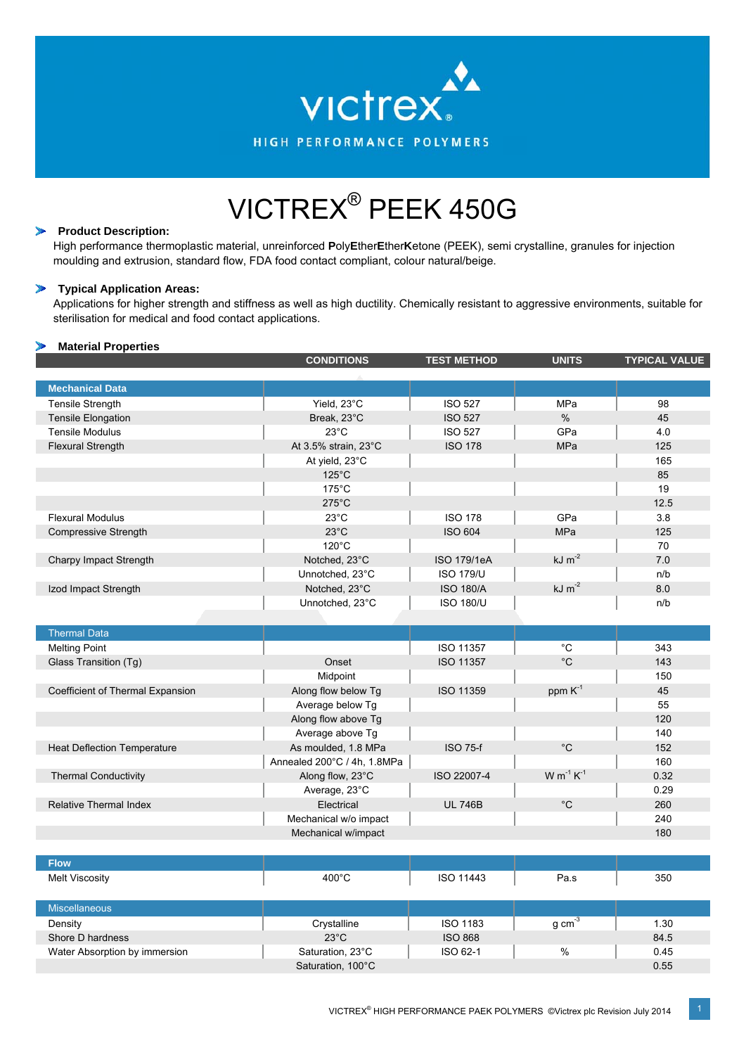victrex®

HIGH PERFORMANCE POLYMERS

# VICTREX® PEEK 450G

## Product Description:

High performance thermoplastic material, unreinforced **P**oly**E**ther**E**ther**K**etone (PEEK), semi crystalline, granules for injection moulding and extrusion, standard flow, FDA food contact compliant, colour natural/beige.

## Typical Application Areas:

Applications for higher strength and stiffness as well as high ductility. Chemically resistant to aggressive environments, suitable for sterilisation for medical and food contact applications.

## Material Properties

| | CONDITIONS | TEST METHOD | UNITS | TYPICAL VALUE |
|---|---|---|---|---|
| **Mechanical Data** | | | | |
| Tensile Strength | Yield, 23°C | ISO 527 | MPa | 98 |
| Tensile Elongation | Break, 23°C | ISO 527 | % | 45 |
| Tensile Modulus | 23°C | ISO 527 | GPa | 4.0 |
| Flexural Strength | At 3.5% strain, 23°C | ISO 178 | MPa | 125 |
| | At yield, 23°C | | | 165 |
| | 125°C | | | 85 |
| | 175°C | | | 19 |
| | 275°C | | | 12.5 |
| Flexural Modulus | 23°C | ISO 178 | GPa | 3.8 |
| Compressive Strength | 23°C | ISO 604 | MPa | 125 |
| | 120°C | | | 70 |
| Charpy Impact Strength | Notched, 23°C | ISO 179/1eA | $kJ\ m^{-2}$ | 7.0 |
| | Unnotched, 23°C | ISO 179/U | | n/b |
| Izod Impact Strength | Notched, 23°C | ISO 180/A | $kJ\ m^{-2}$ | 8.0 |
| | Unnotched, 23°C | ISO 180/U | | n/b |
| **Thermal Data** | | | | |
| Melting Point | | ISO 11357 | °C | 343 |
| Glass Transition (Tg) | Onset | ISO 11357 | °C | 143 |
| | Midpoint | | | 150 |
| Coefficient of Thermal Expansion | Along flow below Tg | ISO 11359 | $ppm\ K^{-1}$ | 45 |
| | Average below Tg | | | 55 |
| | Along flow above Tg | | | 120 |
| | Average above Tg | | | 140 |
| Heat Deflection Temperature | As moulded, 1.8 MPa | ISO 75-f | °C | 152 |
| | Annealed 200°C / 4h, 1.8MPa | | | 160 |
| Thermal Conductivity | Along flow, 23°C | ISO 22007-4 | $W\ m^{-1}\ K^{-1}$ | 0.32 |
| | Average, 23°C | | | 0.29 |
| Relative Thermal Index | Electrical | UL 746B | °C | 260 |
| | Mechanical w/o impact | | | 240 |
| | Mechanical w/impact | | | 180 |
| **Flow** | | | | |
| Melt Viscosity | 400°C | ISO 11443 | Pa.s | 350 |
| **Miscellaneous** | | | | |
| Density | Crystalline | ISO 1183 | $g\ cm^{-3}$ | 1.30 |
| Shore D hardness | 23°C | ISO 868 | | 84.5 |
| Water Absorption by immersion | Saturation, 23°C | ISO 62-1 | % | 0.45 |
| | Saturation, 100°C | | | 0.55 |

VICTREX® HIGH PERFORMANCE PAEK POLYMERS ©Victrex plc Revision July 2014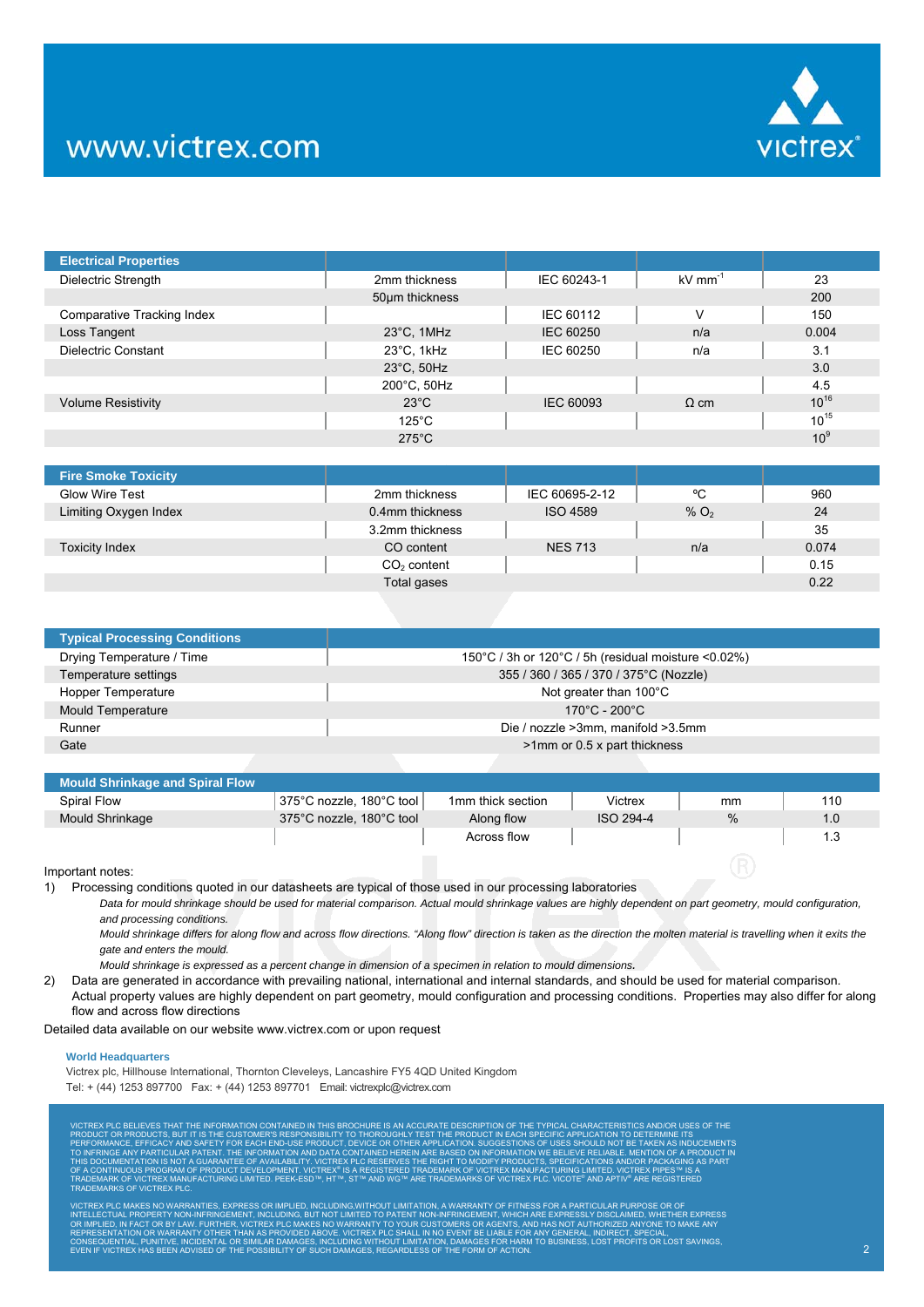www.victrex.com

victrex®

| Electrical Properties | | | | |
|---|---|---|---|---|
| Dielectric Strength | 2mm thickness | IEC 60243-1 | kV $mm^{-1}$ | 23 |
| | 50µm thickness | | | 200 |
| Comparative Tracking Index | | IEC 60112 | V | 150 |
| Loss Tangent | 23°C, 1MHz | IEC 60250 | n/a | 0.004 |
| Dielectric Constant | 23°C, 1kHz | IEC 60250 | n/a | 3.1 |
| | 23°C, 50Hz | | | 3.0 |
| | 200°C, 50Hz | | | 4.5 |
| Volume Resistivity | 23°C | IEC 60093 | Ω cm | $10^{16}$ |
| | 125°C | | | $10^{15}$ |
| | 275°C | | | $10^{9}$ |

| Fire Smoke Toxicity | | | | |
|---|---|---|---|---|
| Glow Wire Test | 2mm thickness | IEC 60695-2-12 | ºC | 960 |
| Limiting Oxygen Index | 0.4mm thickness | ISO 4589 | % $O_2$ | 24 |
| | 3.2mm thickness | | | 35 |
| Toxicity Index | CO content | NES 713 | n/a | 0.074 |
| | $CO_2$ content | | | 0.15 |
| | Total gases | | | 0.22 |

| Typical Processing Conditions | |
|---|---|
| Drying Temperature / Time | 150°C / 3h or 120°C / 5h (residual moisture <0.02%) |
| Temperature settings | 355 / 360 / 365 / 370 / 375°C (Nozzle) |
| Hopper Temperature | Not greater than 100°C |
| Mould Temperature | 170°C - 200°C |
| Runner | Die / nozzle >3mm, manifold >3.5mm |
| Gate | >1mm or 0.5 x part thickness |

| Mould Shrinkage and Spiral Flow | | | | | |
|---|---|---|---|---|---|
| Spiral Flow | 375°C nozzle, 180°C tool | 1mm thick section | Victrex | mm | 110 |
| Mould Shrinkage | 375°C nozzle, 180°C tool | Along flow | ISO 294-4 | % | 1.0 |
| | | Across flow | | | 1.3 |

Important notes:

1) Processing conditions quoted in our datasheets are typical of those used in our processing laboratories

   *Data for mould shrinkage should be used for material comparison. Actual mould shrinkage values are highly dependent on part geometry, mould configuration, and processing conditions.*

   *Mould shrinkage differs for along flow and across flow directions. "Along flow" direction is taken as the direction the molten material is travelling when it exits the gate and enters the mould.*

   *Mould shrinkage is expressed as a percent change in dimension of a specimen in relation to mould dimensions.*

2) Data are generated in accordance with prevailing national, international and internal standards, and should be used for material comparison. Actual property values are highly dependent on part geometry, mould configuration and processing conditions. Properties may also differ for along flow and across flow directions

Detailed data available on our website www.victrex.com or upon request

**World Headquarters**

Victrex plc, Hillhouse International, Thornton Cleveleys, Lancashire FY5 4QD United Kingdom

Tel: + (44) 1253 897700 Fax: + (44) 1253 897701 Email: victrexplc@victrex.com

VICTREX PLC BELIEVES THAT THE INFORMATION CONTAINED IN THIS BROCHURE IS AN ACCURATE DESCRIPTION OF THE TYPICAL CHARACTERISTICS AND/OR USES OF THE PRODUCT OR PRODUCTS, BUT IT IS THE CUSTOMER'S RESPONSIBILITY TO THOROUGHLY TEST THE PRODUCT IN EACH SPECIFIC APPLICATION TO DETERMINE ITS PERFORMANCE, EFFICACY AND SAFETY FOR EACH END-USE PRODUCT, DEVICE OR OTHER APPLICATION. SUGGESTIONS OF USES SHOULD NOT BE TAKEN AS INDUCEMENTS TO INFRINGE ANY PARTICULAR PATENT. THE INFORMATION AND DATA CONTAINED HEREIN ARE BASED ON INFORMATION WE BELIEVE RELIABLE. MENTION OF A PRODUCT IN THIS DOCUMENTATION IS NOT A GUARANTEE OF AVAILABILITY. VICTREX PLC RESERVES THE RIGHT TO MODIFY PRODUCTS, SPECIFICATIONS AND/OR PACKAGING AS PART OF A CONTINUOUS PROGRAM OF PRODUCT DEVELOPMENT. VICTREX® IS A REGISTERED TRADEMARK OF VICTREX MANUFACTURING LIMITED. VICTREX PIPES™ IS A TRADEMARK OF VICTREX MANUFACTURING LIMITED. PEEK-ESD™, HT™, ST™ AND WG™ ARE TRADEMARKS OF VICTREX PLC. VICOTE® AND APTIV® ARE REGISTERED TRADEMARKS OF VICTREX PLC.

VICTREX PLC MAKES NO WARRANTIES, EXPRESS OR IMPLIED, INCLUDING,WITHOUT LIMITATION, A WARRANTY OF FITNESS FOR A PARTICULAR PURPOSE OR OF INTELLECTUAL PROPERTY NON-INFRINGEMENT, INCLUDING, BUT NOT LIMITED TO PATENT NON-INFRINGEMENT, WHICH ARE EXPRESSLY DISCLAIMED, WHETHER EXPRESS OR IMPLIED, IN FACT OR BY LAW. FURTHER, VICTREX PLC MAKES NO WARRANTY TO YOUR CUSTOMERS OR AGENTS, AND HAS NOT AUTHORIZED ANYONE TO MAKE ANY REPRESENTATION OR WARRANTY OTHER THAN AS PROVIDED ABOVE. VICTREX PLC SHALL IN NO EVENT BE LIABLE FOR ANY GENERAL, INDIRECT, SPECIAL, CONSEQUENTIAL, PUNITIVE, INCIDENTAL OR SIMILAR DAMAGES, INCLUDING WITHOUT LIMITATION, DAMAGES FOR HARM TO BUSINESS, LOST PROFITS OR LOST SAVINGS, EVEN IF VICTREX HAS BEEN ADVISED OF THE POSSIBILITY OF SUCH DAMAGES, REGARDLESS OF THE FORM OF ACTION.